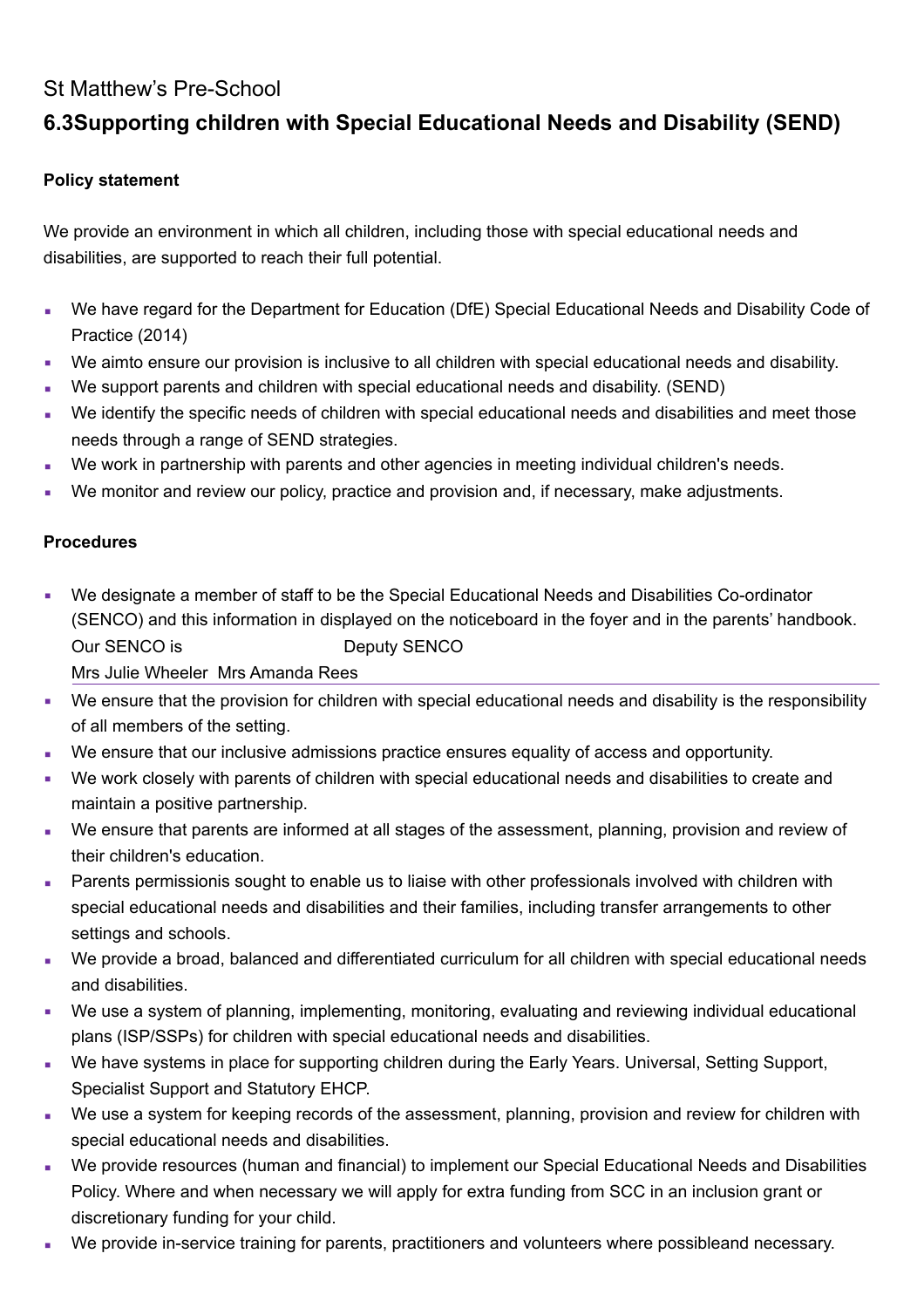St Matthew's Pre-School

## 6.3Supporting children with Special Educational Needs and Disability (SEND)

**Policy statement**

We provide an environment in which all children, including those with special educational needs and disabilities, are supported to reach their full potential.

- We have regard for the Department for Education (DfE) Special Educational Needs and Disability Code of Practice (2014)
- We aimto ensure our provision is inclusive to all children with special educational needs and disability.
- We support parents and children with special educational needs and disability. (SEND)
- We identify the specific needs of children with special educational needs and disabilities and meet those needs through a range of SEND strategies.
- We work in partnership with parents and other agencies in meeting individual children's needs.
- We monitor and review our policy, practice and provision and, if necessary, make adjustments.

**Procedures**

- We designate a member of staff to be the Special Educational Needs and Disabilities Co-ordinator (SENCO) and this information in displayed on the noticeboard in the foyer and in the parents' handbook.
  Our SENCO is Deputy SENCO
  Mrs Julie Wheeler Mrs Amanda Rees
- We ensure that the provision for children with special educational needs and disability is the responsibility of all members of the setting.
- We ensure that our inclusive admissions practice ensures equality of access and opportunity.
- We work closely with parents of children with special educational needs and disabilities to create and maintain a positive partnership.
- We ensure that parents are informed at all stages of the assessment, planning, provision and review of their children's education.
- Parents permissionis sought to enable us to liaise with other professionals involved with children with special educational needs and disabilities and their families, including transfer arrangements to other settings and schools.
- We provide a broad, balanced and differentiated curriculum for all children with special educational needs and disabilities.
- We use a system of planning, implementing, monitoring, evaluating and reviewing individual educational plans (ISP/SSPs) for children with special educational needs and disabilities.
- We have systems in place for supporting children during the Early Years. Universal, Setting Support, Specialist Support and Statutory EHCP.
- We use a system for keeping records of the assessment, planning, provision and review for children with special educational needs and disabilities.
- We provide resources (human and financial) to implement our Special Educational Needs and Disabilities Policy. Where and when necessary we will apply for extra funding from SCC in an inclusion grant or discretionary funding for your child.
- We provide in-service training for parents, practitioners and volunteers where possibleand necessary.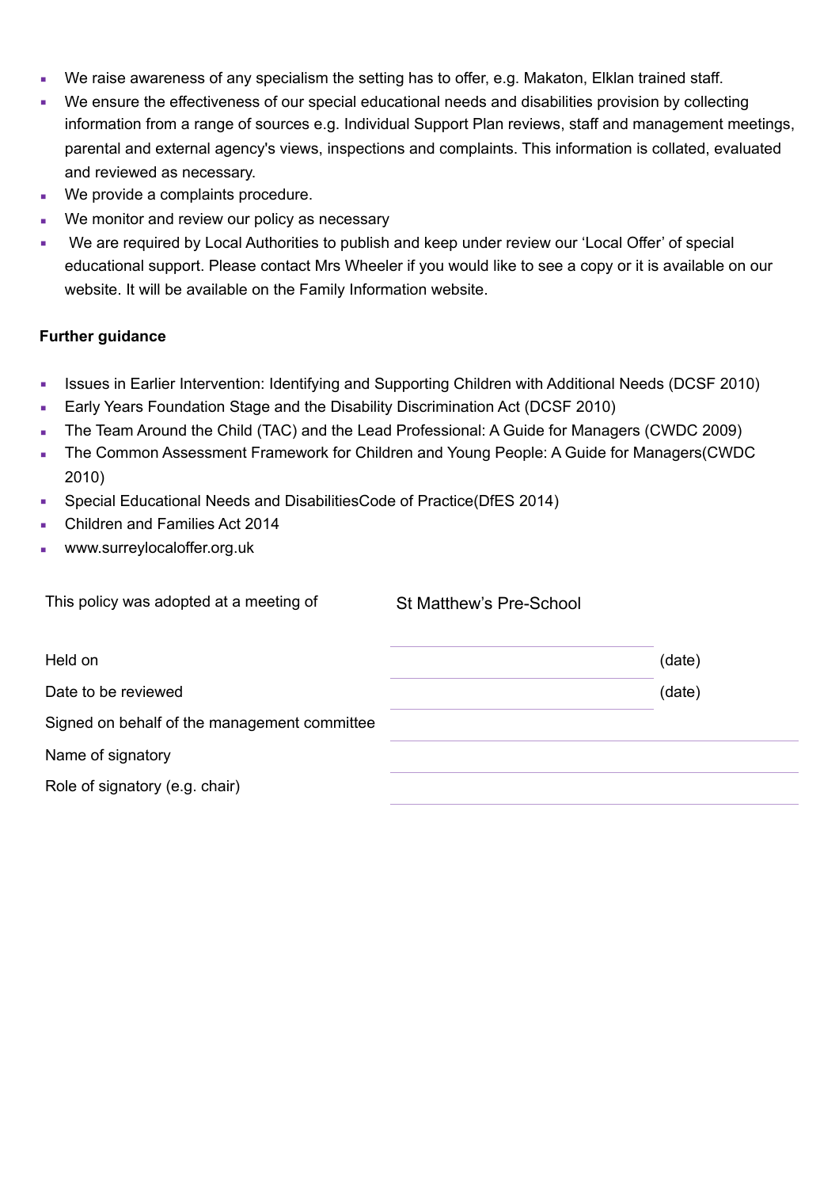- We raise awareness of any specialism the setting has to offer, e.g. Makaton, Elklan trained staff.
- We ensure the effectiveness of our special educational needs and disabilities provision by collecting information from a range of sources e.g. Individual Support Plan reviews, staff and management meetings, parental and external agency's views, inspections and complaints. This information is collated, evaluated and reviewed as necessary.
- We provide a complaints procedure.
- We monitor and review our policy as necessary
- We are required by Local Authorities to publish and keep under review our 'Local Offer' of special educational support. Please contact Mrs Wheeler if you would like to see a copy or it is available on our website. It will be available on the Family Information website.

**Further guidance**

- Issues in Earlier Intervention: Identifying and Supporting Children with Additional Needs (DCSF 2010)
- Early Years Foundation Stage and the Disability Discrimination Act (DCSF 2010)
- The Team Around the Child (TAC) and the Lead Professional: A Guide for Managers (CWDC 2009)
- The Common Assessment Framework for Children and Young People: A Guide for Managers(CWDC 2010)
- Special Educational Needs and DisabilitiesCode of Practice(DfES 2014)
- Children and Families Act 2014
- www.surreylocaloffer.org.uk

| | | |
|---|---|---|
| This policy was adopted at a meeting of | St Matthew's Pre-School | |
| Held on | | (date) |
| Date to be reviewed | | (date) |
| Signed on behalf of the management committee | | |
| Name of signatory | | |
| Role of signatory (e.g. chair) | | |